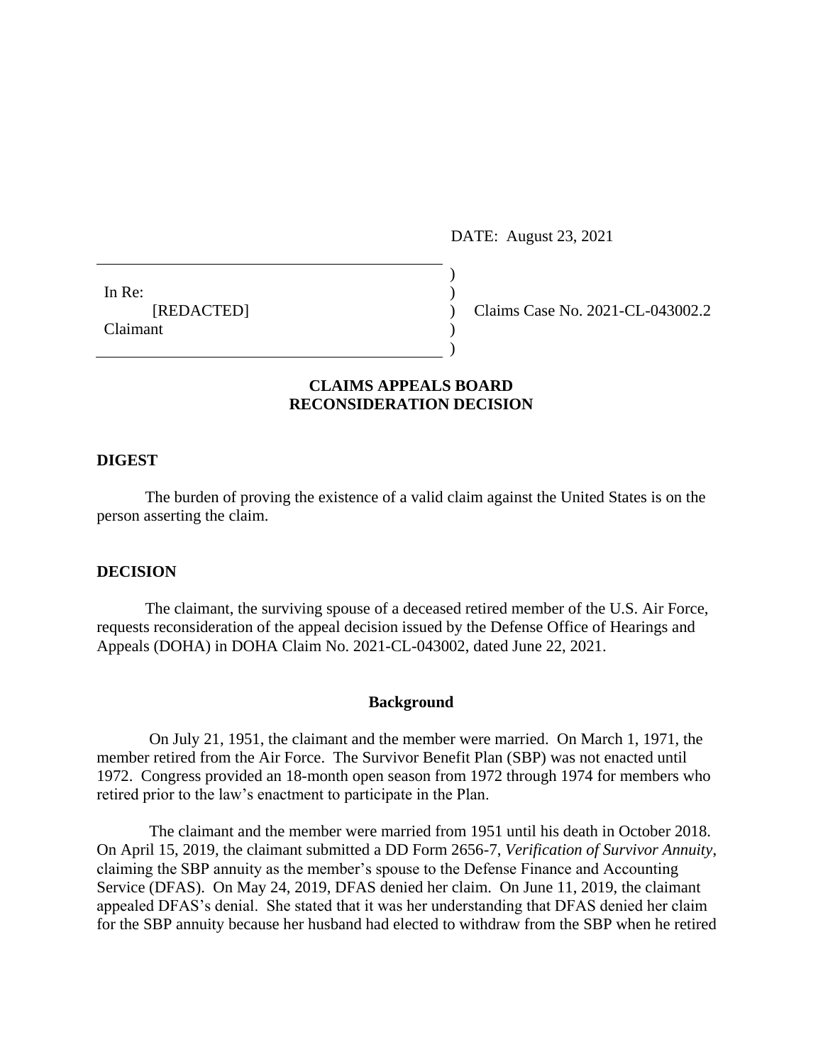DATE: August 23, 2021

In Re:
[REDACTED]
Claimant

Claims Case No. 2021-CL-043002.2

**CLAIMS APPEALS BOARD**
**RECONSIDERATION DECISION**

## DIGEST

The burden of proving the existence of a valid claim against the United States is on the person asserting the claim.

## DECISION

The claimant, the surviving spouse of a deceased retired member of the U.S. Air Force, requests reconsideration of the appeal decision issued by the Defense Office of Hearings and Appeals (DOHA) in DOHA Claim No. 2021-CL-043002, dated June 22, 2021.

### Background

On July 21, 1951, the claimant and the member were married. On March 1, 1971, the member retired from the Air Force. The Survivor Benefit Plan (SBP) was not enacted until 1972. Congress provided an 18-month open season from 1972 through 1974 for members who retired prior to the law's enactment to participate in the Plan.

The claimant and the member were married from 1951 until his death in October 2018. On April 15, 2019, the claimant submitted a DD Form 2656-7, *Verification of Survivor Annuity*, claiming the SBP annuity as the member's spouse to the Defense Finance and Accounting Service (DFAS). On May 24, 2019, DFAS denied her claim. On June 11, 2019, the claimant appealed DFAS's denial. She stated that it was her understanding that DFAS denied her claim for the SBP annuity because her husband had elected to withdraw from the SBP when he retired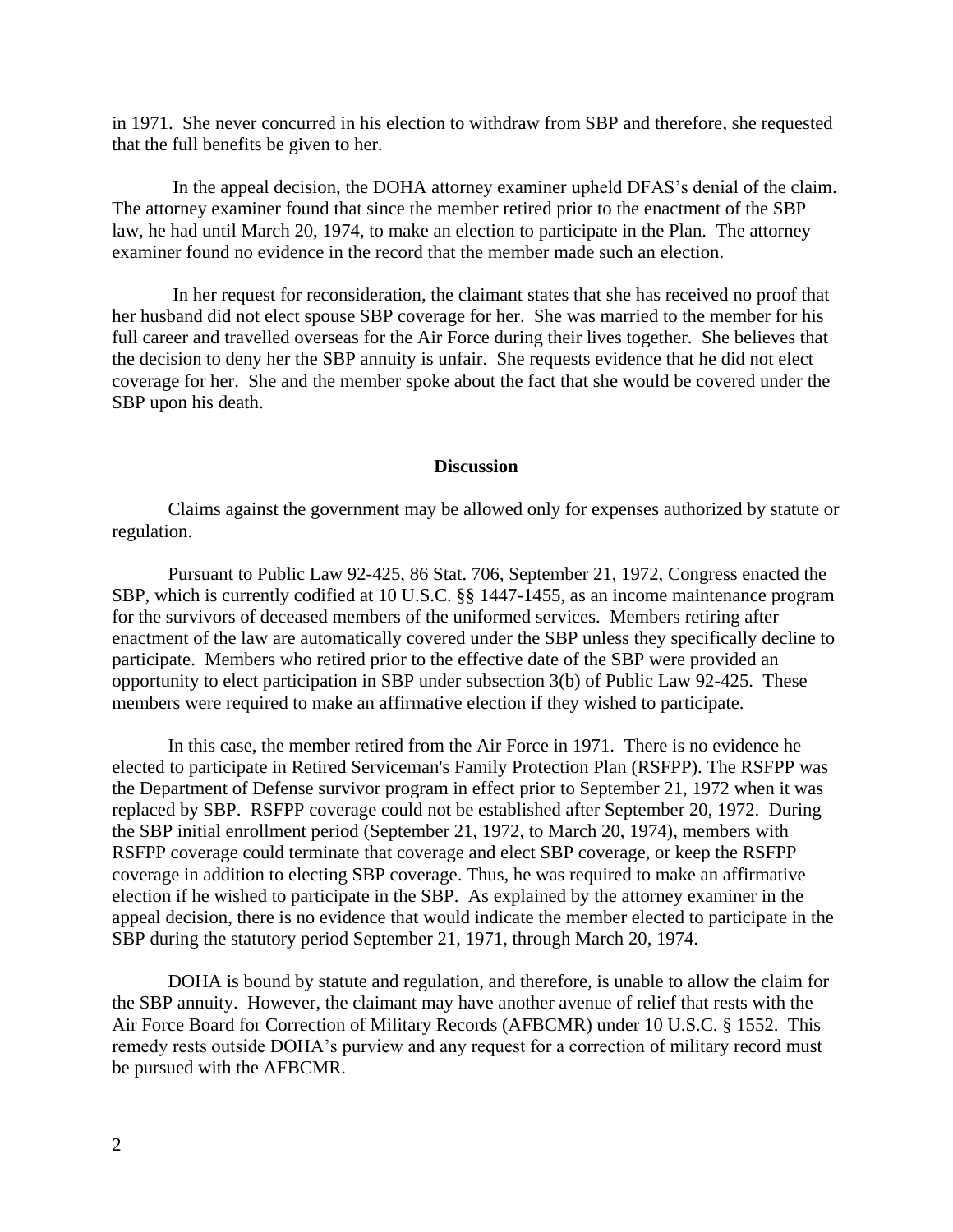in 1971. She never concurred in his election to withdraw from SBP and therefore, she requested that the full benefits be given to her.

In the appeal decision, the DOHA attorney examiner upheld DFAS's denial of the claim. The attorney examiner found that since the member retired prior to the enactment of the SBP law, he had until March 20, 1974, to make an election to participate in the Plan. The attorney examiner found no evidence in the record that the member made such an election.

In her request for reconsideration, the claimant states that she has received no proof that her husband did not elect spouse SBP coverage for her. She was married to the member for his full career and travelled overseas for the Air Force during their lives together. She believes that the decision to deny her the SBP annuity is unfair. She requests evidence that he did not elect coverage for her. She and the member spoke about the fact that she would be covered under the SBP upon his death.

## Discussion

Claims against the government may be allowed only for expenses authorized by statute or regulation.

Pursuant to Public Law 92-425, 86 Stat. 706, September 21, 1972, Congress enacted the SBP, which is currently codified at 10 U.S.C. §§ 1447-1455, as an income maintenance program for the survivors of deceased members of the uniformed services. Members retiring after enactment of the law are automatically covered under the SBP unless they specifically decline to participate. Members who retired prior to the effective date of the SBP were provided an opportunity to elect participation in SBP under subsection 3(b) of Public Law 92-425. These members were required to make an affirmative election if they wished to participate.

In this case, the member retired from the Air Force in 1971. There is no evidence he elected to participate in Retired Serviceman's Family Protection Plan (RSFPP). The RSFPP was the Department of Defense survivor program in effect prior to September 21, 1972 when it was replaced by SBP. RSFPP coverage could not be established after September 20, 1972. During the SBP initial enrollment period (September 21, 1972, to March 20, 1974), members with RSFPP coverage could terminate that coverage and elect SBP coverage, or keep the RSFPP coverage in addition to electing SBP coverage. Thus, he was required to make an affirmative election if he wished to participate in the SBP. As explained by the attorney examiner in the appeal decision, there is no evidence that would indicate the member elected to participate in the SBP during the statutory period September 21, 1971, through March 20, 1974.

DOHA is bound by statute and regulation, and therefore, is unable to allow the claim for the SBP annuity. However, the claimant may have another avenue of relief that rests with the Air Force Board for Correction of Military Records (AFBCMR) under 10 U.S.C. § 1552. This remedy rests outside DOHA's purview and any request for a correction of military record must be pursued with the AFBCMR.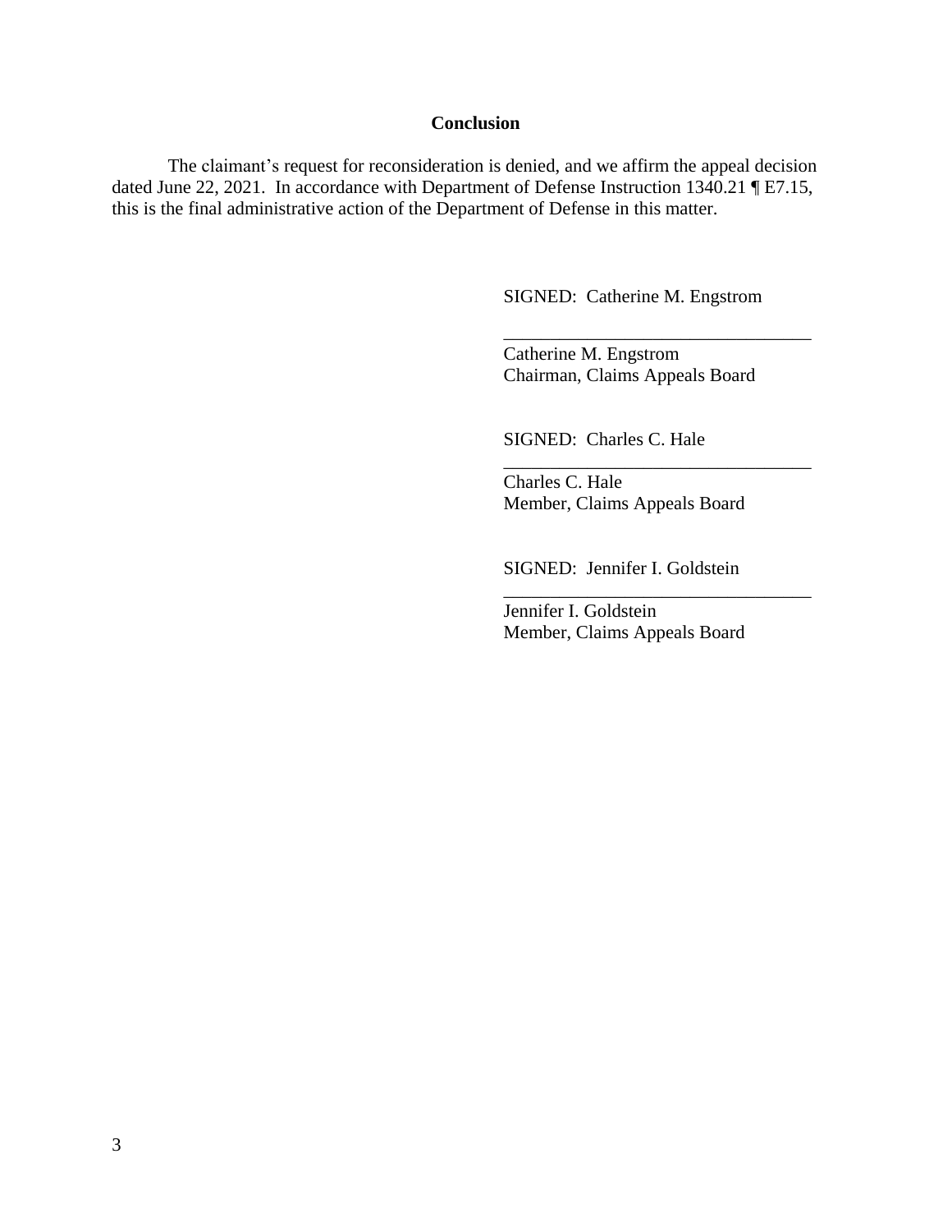## Conclusion

The claimant's request for reconsideration is denied, and we affirm the appeal decision dated June 22, 2021. In accordance with Department of Defense Instruction 1340.21 ¶ E7.15, this is the final administrative action of the Department of Defense in this matter.

SIGNED: Catherine M. Engstrom

\_\_\_\_\_\_\_\_\_\_\_\_\_\_\_\_\_\_\_\_\_\_\_\_\_\_\_\_\_\_\_\_\_\_
Catherine M. Engstrom
Chairman, Claims Appeals Board

SIGNED: Charles C. Hale

\_\_\_\_\_\_\_\_\_\_\_\_\_\_\_\_\_\_\_\_\_\_\_\_\_\_\_\_\_\_\_\_\_\_
Charles C. Hale
Member, Claims Appeals Board

SIGNED: Jennifer I. Goldstein

\_\_\_\_\_\_\_\_\_\_\_\_\_\_\_\_\_\_\_\_\_\_\_\_\_\_\_\_\_\_\_\_\_\_
Jennifer I. Goldstein
Member, Claims Appeals Board